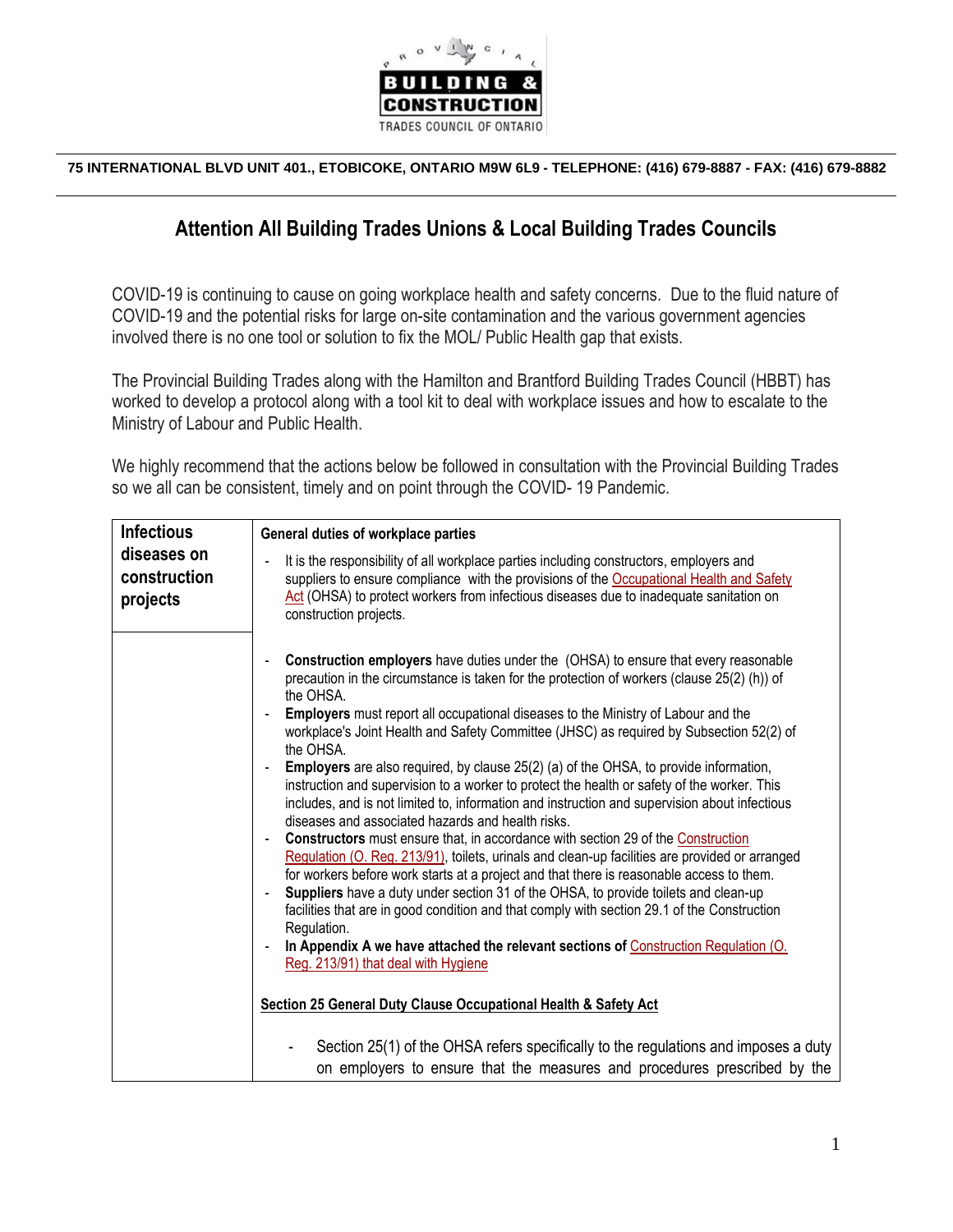PROVINCIAL BUILDING & CONSTRUCTION TRADES COUNCIL OF ONTARIO

75 INTERNATIONAL BLVD UNIT 401., ETOBICOKE, ONTARIO M9W 6L9 - TELEPHONE: (416) 679-8887 - FAX: (416) 679-8882

## Attention All Building Trades Unions & Local Building Trades Councils

COVID-19 is continuing to cause on going workplace health and safety concerns. Due to the fluid nature of COVID-19 and the potential risks for large on-site contamination and the various government agencies involved there is no one tool or solution to fix the MOL/ Public Health gap that exists.

The Provincial Building Trades along with the Hamilton and Brantford Building Trades Council (HBBT) has worked to develop a protocol along with a tool kit to deal with workplace issues and how to escalate to the Ministry of Labour and Public Health.

We highly recommend that the actions below be followed in consultation with the Provincial Building Trades so we all can be consistent, timely and on point through the COVID- 19 Pandemic.

| **Infectious diseases on construction projects** | **General duties of workplace parties**<br><br>- It is the responsibility of all workplace parties including constructors, employers and suppliers to ensure compliance with the provisions of the Occupational Health and Safety Act (OHSA) to protect workers from infectious diseases due to inadequate sanitation on construction projects. |
|---|---|
| | - **Construction employers** have duties under the (OHSA) to ensure that every reasonable precaution in the circumstance is taken for the protection of workers (clause 25(2) (h)) of the OHSA.<br>- **Employers** must report all occupational diseases to the Ministry of Labour and the workplace's Joint Health and Safety Committee (JHSC) as required by Subsection 52(2) of the OHSA.<br>- **Employers** are also required, by clause 25(2) (a) of the OHSA, to provide information, instruction and supervision to a worker to protect the health or safety of the worker. This includes, and is not limited to, information and instruction and supervision about infectious diseases and associated hazards and health risks.<br>- **Constructors** must ensure that, in accordance with section 29 of the Construction Regulation (O. Reg. 213/91), toilets, urinals and clean-up facilities are provided or arranged for workers before work starts at a project and that there is reasonable access to them.<br>- **Suppliers** have a duty under section 31 of the OHSA, to provide toilets and clean-up facilities that are in good condition and that comply with section 29.1 of the Construction Regulation.<br>- **In Appendix A we have attached the relevant sections of Construction Regulation (O. Reg. 213/91) that deal with Hygiene**<br><br>**<u>Section 25 General Duty Clause Occupational Health & Safety Act</u>**<br><br>- Section 25(1) of the OHSA refers specifically to the regulations and imposes a duty on employers to ensure that the measures and procedures prescribed by the |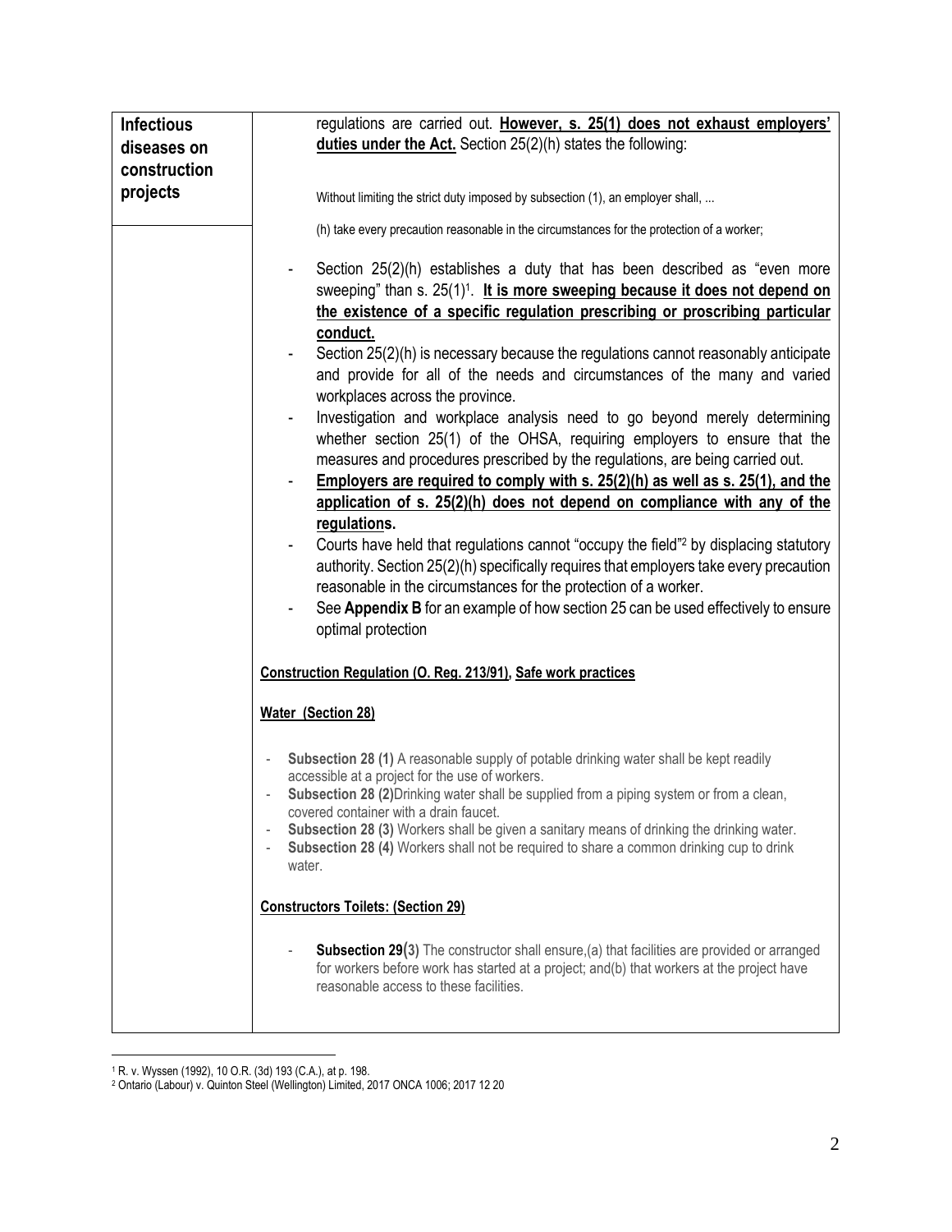| Infectious diseases on construction projects | regulations are carried out. **However, s. 25(1) does not exhaust employers' duties under the Act.** Section 25(2)(h) states the following: |
|---|---|
| | Without limiting the strict duty imposed by subsection (1), an employer shall, ... <br><br> (h) take every precaution reasonable in the circumstances for the protection of a worker; <br><br> - Section 25(2)(h) establishes a duty that has been described as "even more sweeping" than s. 25(1)[1]. **It is more sweeping because it does not depend on the existence of a specific regulation prescribing or proscribing particular conduct.** <br> - Section 25(2)(h) is necessary because the regulations cannot reasonably anticipate and provide for all of the needs and circumstances of the many and varied workplaces across the province. <br> - Investigation and workplace analysis need to go beyond merely determining whether section 25(1) of the OHSA, requiring employers to ensure that the measures and procedures prescribed by the regulations, are being carried out. <br> - **Employers are required to comply with s. 25(2)(h) as well as s. 25(1), and the application of s. 25(2)(h) does not depend on compliance with any of the regulations.** <br> - Courts have held that regulations cannot "occupy the field"[2] by displacing statutory authority. Section 25(2)(h) specifically requires that employers take every precaution reasonable in the circumstances for the protection of a worker. <br> - See **Appendix B** for an example of how section 25 can be used effectively to ensure optimal protection <br><br> **Construction Regulation (O. Reg. 213/91), Safe work practices** <br><br> **Water (Section 28)** <br><br> - **Subsection 28 (1)** A reasonable supply of potable drinking water shall be kept readily accessible at a project for the use of workers. <br> - **Subsection 28 (2)** Drinking water shall be supplied from a piping system or from a clean, covered container with a drain faucet. <br> - **Subsection 28 (3)** Workers shall be given a sanitary means of drinking the drinking water. <br> - **Subsection 28 (4)** Workers shall not be required to share a common drinking cup to drink water. <br><br> **Constructors Toilets: (Section 29)** <br><br> - **Subsection 29(3)** The constructor shall ensure,(a) that facilities are provided or arranged for workers before work has started at a project; and(b) that workers at the project have reasonable access to these facilities. |

[1] R. v. Wyssen (1992), 10 O.R. (3d) 193 (C.A.), at p. 198.

[2] Ontario (Labour) v. Quinton Steel (Wellington) Limited, 2017 ONCA 1006; 2017 12 20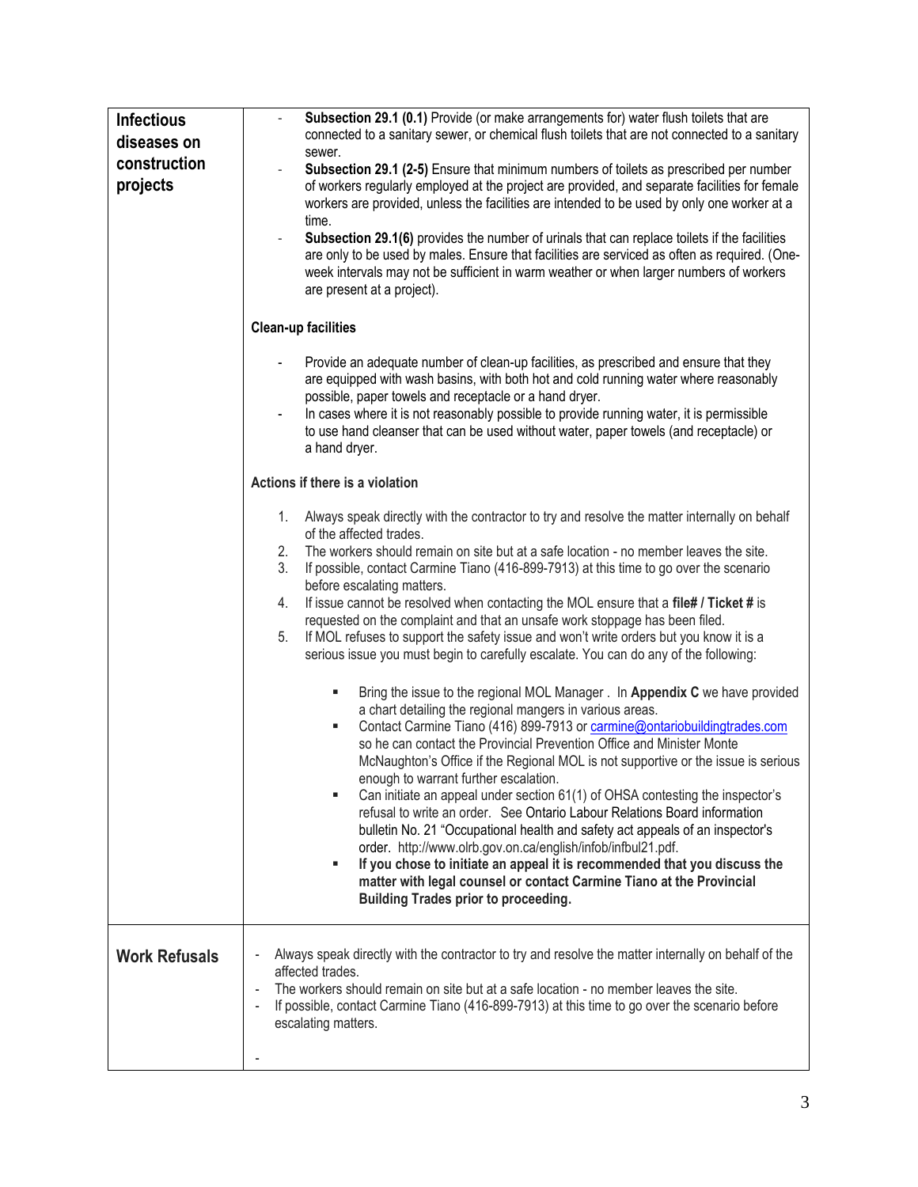| | |
|---|---|
| **Infectious diseases on construction projects** | - **Subsection 29.1 (0.1)** Provide (or make arrangements for) water flush toilets that are connected to a sanitary sewer, or chemical flush toilets that are not connected to a sanitary sewer.<br>- **Subsection 29.1 (2-5)** Ensure that minimum numbers of toilets as prescribed per number of workers regularly employed at the project are provided, and separate facilities for female workers are provided, unless the facilities are intended to be used by only one worker at a time.<br>- **Subsection 29.1(6)** provides the number of urinals that can replace toilets if the facilities are only to be used by males. Ensure that facilities are serviced as often as required. (One-week intervals may not be sufficient in warm weather or when larger numbers of workers are present at a project).<br><br>**Clean-up facilities**<br><br>- Provide an adequate number of clean-up facilities, as prescribed and ensure that they are equipped with wash basins, with both hot and cold running water where reasonably possible, paper towels and receptacle or a hand dryer.<br>- In cases where it is not reasonably possible to provide running water, it is permissible to use hand cleanser that can be used without water, paper towels (and receptacle) or a hand dryer.<br><br>**Actions if there is a violation**<br><br>1. Always speak directly with the contractor to try and resolve the matter internally on behalf of the affected trades.<br>2. The workers should remain on site but at a safe location - no member leaves the site.<br>3. If possible, contact Carmine Tiano (416-899-7913) at this time to go over the scenario before escalating matters.<br>4. If issue cannot be resolved when contacting the MOL ensure that a **file# / Ticket #** is requested on the complaint and that an unsafe work stoppage has been filed.<br>5. If MOL refuses to support the safety issue and won't write orders but you know it is a serious issue you must begin to carefully escalate. You can do any of the following:<br><br>▪ Bring the issue to the regional MOL Manager . In **Appendix C** we have provided a chart detailing the regional mangers in various areas.<br>▪ Contact Carmine Tiano (416) 899-7913 or carmine@ontariobuildingtrades.com so he can contact the Provincial Prevention Office and Minister Monte McNaughton's Office if the Regional MOL is not supportive or the issue is serious enough to warrant further escalation.<br>▪ Can initiate an appeal under section 61(1) of OHSA contesting the inspector's refusal to write an order. See Ontario Labour Relations Board information bulletin No. 21 "Occupational health and safety act appeals of an inspector's order. http://www.olrb.gov.on.ca/english/infob/infbul21.pdf.<br>▪ **If you chose to initiate an appeal it is recommended that you discuss the matter with legal counsel or contact Carmine Tiano at the Provincial Building Trades prior to proceeding.** |
| **Work Refusals** | - Always speak directly with the contractor to try and resolve the matter internally on behalf of the affected trades.<br>- The workers should remain on site but at a safe location - no member leaves the site.<br>- If possible, contact Carmine Tiano (416-899-7913) at this time to go over the scenario before escalating matters.<br>- |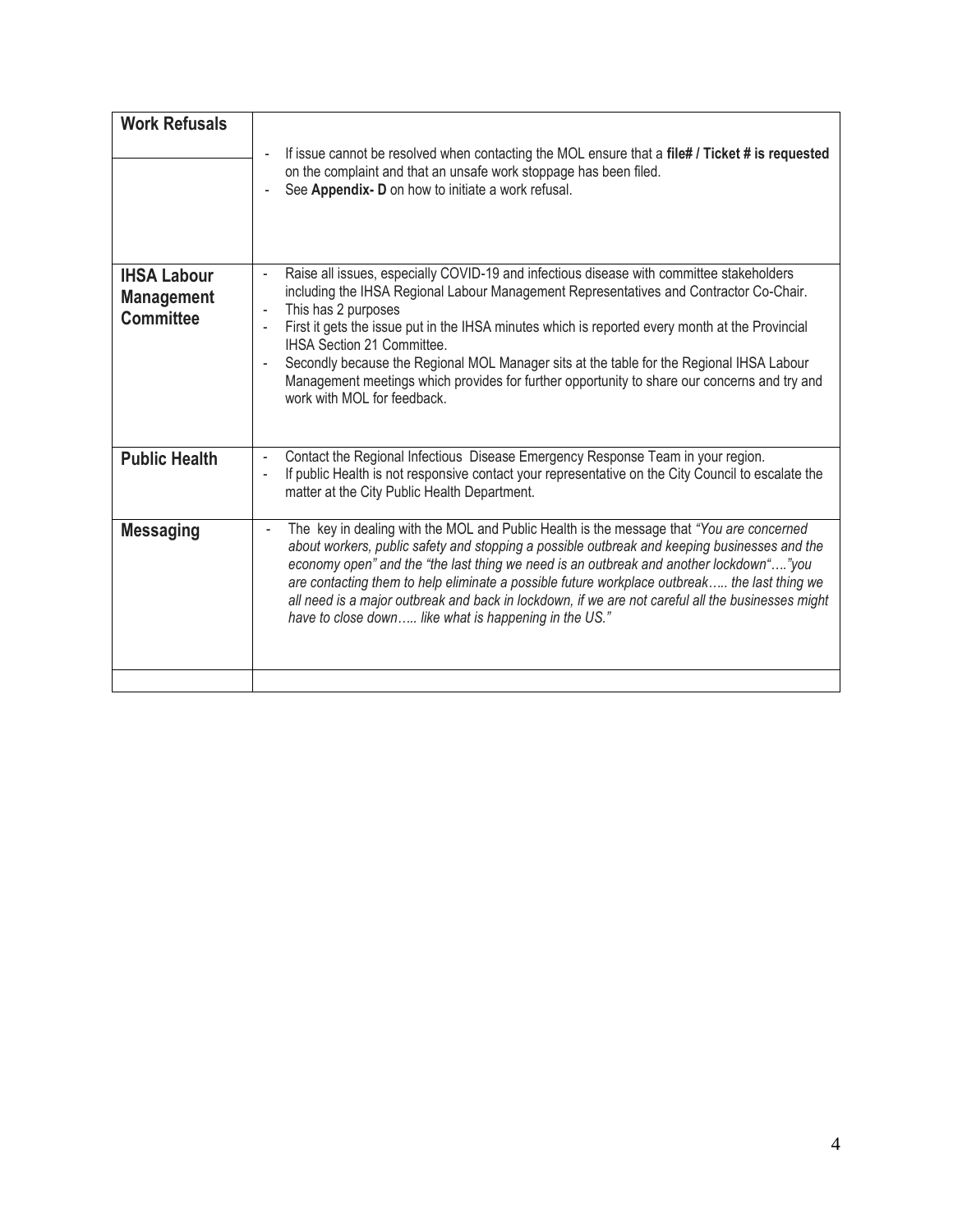| **Work Refusals** | - If issue cannot be resolved when contacting the MOL ensure that a **file# / Ticket # is requested** on the complaint and that an unsafe work stoppage has been filed.<br>- See **Appendix- D** on how to initiate a work refusal. |
|---|---|
| **IHSA Labour Management Committee** | - Raise all issues, especially COVID-19 and infectious disease with committee stakeholders including the IHSA Regional Labour Management Representatives and Contractor Co-Chair.<br>- This has 2 purposes<br>- First it gets the issue put in the IHSA minutes which is reported every month at the Provincial IHSA Section 21 Committee.<br>- Secondly because the Regional MOL Manager sits at the table for the Regional IHSA Labour Management meetings which provides for further opportunity to share our concerns and try and work with MOL for feedback. |
| **Public Health** | - Contact the Regional Infectious Disease Emergency Response Team in your region.<br>- If public Health is not responsive contact your representative on the City Council to escalate the matter at the City Public Health Department. |
| **Messaging** | - The key in dealing with the MOL and Public Health is the message that *"You are concerned about workers, public safety and stopping a possible outbreak and keeping businesses and the economy open" and the "the last thing we need is an outbreak and another lockdown"…."you are contacting them to help eliminate a possible future workplace outbreak….. the last thing we all need is a major outbreak and back in lockdown, if we are not careful all the businesses might have to close down….. like what is happening in the US."* |
| | |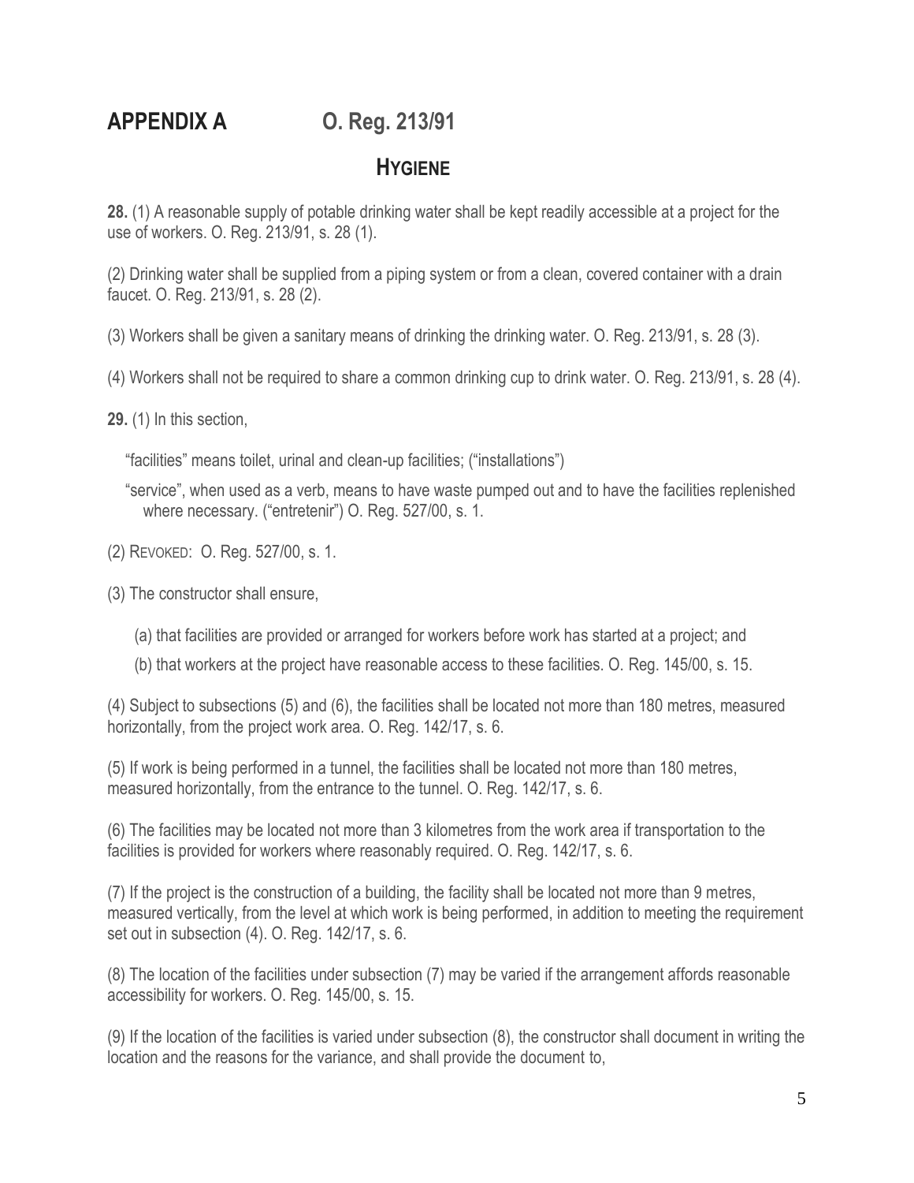# APPENDIX A O. Reg. 213/91

## HYGIENE

**28.** (1) A reasonable supply of potable drinking water shall be kept readily accessible at a project for the use of workers. O. Reg. 213/91, s. 28 (1).

(2) Drinking water shall be supplied from a piping system or from a clean, covered container with a drain faucet. O. Reg. 213/91, s. 28 (2).

(3) Workers shall be given a sanitary means of drinking the drinking water. O. Reg. 213/91, s. 28 (3).

(4) Workers shall not be required to share a common drinking cup to drink water. O. Reg. 213/91, s. 28 (4).

**29.** (1) In this section,

"facilities" means toilet, urinal and clean-up facilities; ("installations")

"service", when used as a verb, means to have waste pumped out and to have the facilities replenished where necessary. ("entretenir") O. Reg. 527/00, s. 1.

(2) REVOKED: O. Reg. 527/00, s. 1.

(3) The constructor shall ensure,

(a) that facilities are provided or arranged for workers before work has started at a project; and

(b) that workers at the project have reasonable access to these facilities. O. Reg. 145/00, s. 15.

(4) Subject to subsections (5) and (6), the facilities shall be located not more than 180 metres, measured horizontally, from the project work area. O. Reg. 142/17, s. 6.

(5) If work is being performed in a tunnel, the facilities shall be located not more than 180 metres, measured horizontally, from the entrance to the tunnel. O. Reg. 142/17, s. 6.

(6) The facilities may be located not more than 3 kilometres from the work area if transportation to the facilities is provided for workers where reasonably required. O. Reg. 142/17, s. 6.

(7) If the project is the construction of a building, the facility shall be located not more than 9 metres, measured vertically, from the level at which work is being performed, in addition to meeting the requirement set out in subsection (4). O. Reg. 142/17, s. 6.

(8) The location of the facilities under subsection (7) may be varied if the arrangement affords reasonable accessibility for workers. O. Reg. 145/00, s. 15.

(9) If the location of the facilities is varied under subsection (8), the constructor shall document in writing the location and the reasons for the variance, and shall provide the document to,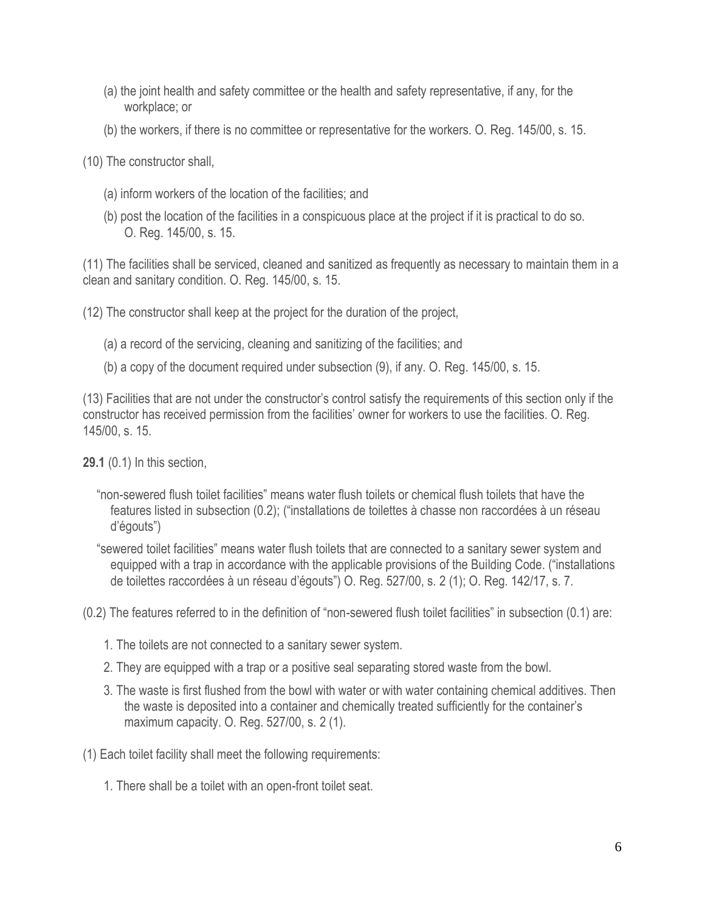(a) the joint health and safety committee or the health and safety representative, if any, for the workplace; or

(b) the workers, if there is no committee or representative for the workers. O. Reg. 145/00, s. 15.

(10) The constructor shall,

(a) inform workers of the location of the facilities; and

(b) post the location of the facilities in a conspicuous place at the project if it is practical to do so. O. Reg. 145/00, s. 15.

(11) The facilities shall be serviced, cleaned and sanitized as frequently as necessary to maintain them in a clean and sanitary condition. O. Reg. 145/00, s. 15.

(12) The constructor shall keep at the project for the duration of the project,

(a) a record of the servicing, cleaning and sanitizing of the facilities; and

(b) a copy of the document required under subsection (9), if any. O. Reg. 145/00, s. 15.

(13) Facilities that are not under the constructor's control satisfy the requirements of this section only if the constructor has received permission from the facilities' owner for workers to use the facilities. O. Reg. 145/00, s. 15.

**29.1** (0.1) In this section,

"non-sewered flush toilet facilities" means water flush toilets or chemical flush toilets that have the features listed in subsection (0.2); ("installations de toilettes à chasse non raccordées à un réseau d'égouts")

"sewered toilet facilities" means water flush toilets that are connected to a sanitary sewer system and equipped with a trap in accordance with the applicable provisions of the Building Code. ("installations de toilettes raccordées à un réseau d'égouts") O. Reg. 527/00, s. 2 (1); O. Reg. 142/17, s. 7.

(0.2) The features referred to in the definition of "non-sewered flush toilet facilities" in subsection (0.1) are:

1. The toilets are not connected to a sanitary sewer system.
2. They are equipped with a trap or a positive seal separating stored waste from the bowl.
3. The waste is first flushed from the bowl with water or with water containing chemical additives. Then the waste is deposited into a container and chemically treated sufficiently for the container's maximum capacity. O. Reg. 527/00, s. 2 (1).

(1) Each toilet facility shall meet the following requirements:

1. There shall be a toilet with an open-front toilet seat.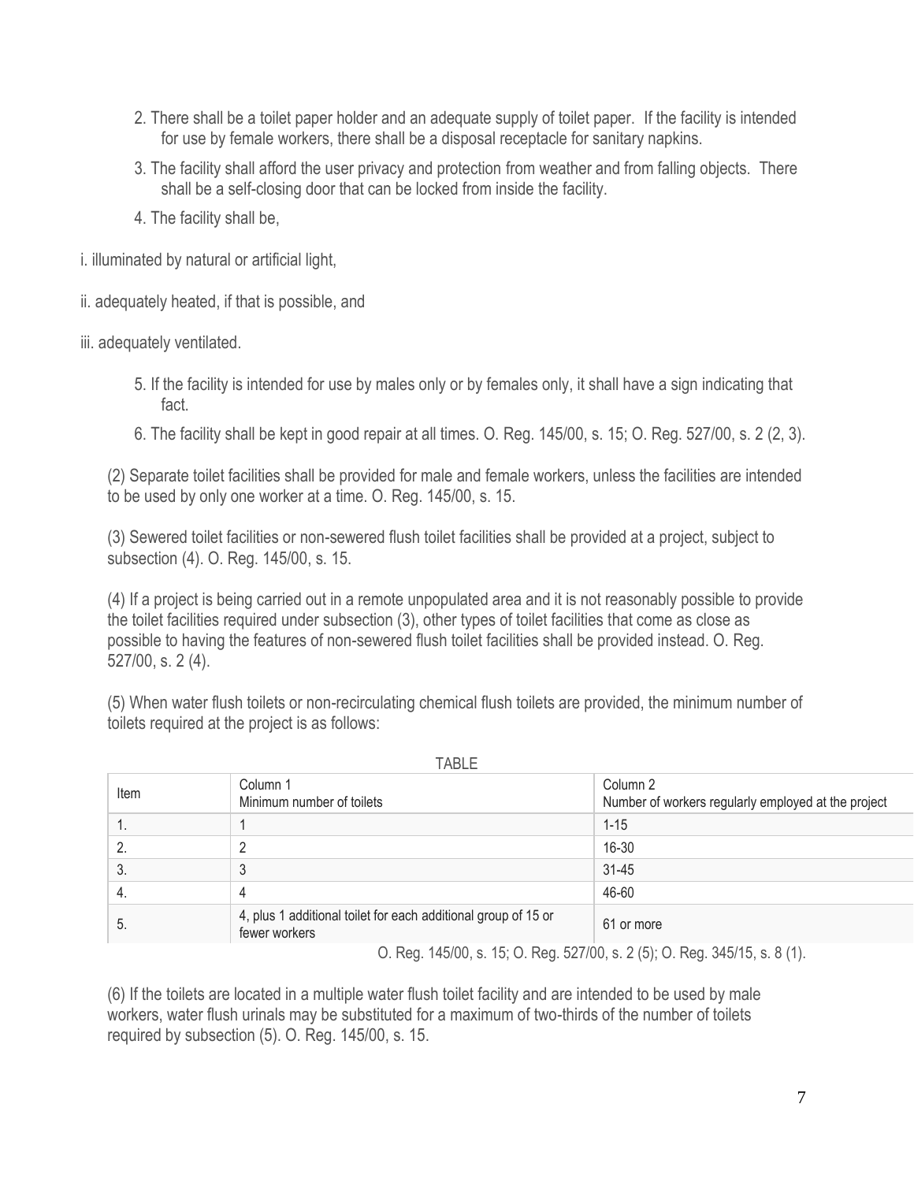2. There shall be a toilet paper holder and an adequate supply of toilet paper. If the facility is intended for use by female workers, there shall be a disposal receptacle for sanitary napkins.
3. The facility shall afford the user privacy and protection from weather and from falling objects. There shall be a self-closing door that can be locked from inside the facility.
4. The facility shall be,

i. illuminated by natural or artificial light,

ii. adequately heated, if that is possible, and

iii. adequately ventilated.

5. If the facility is intended for use by males only or by females only, it shall have a sign indicating that fact.
6. The facility shall be kept in good repair at all times. O. Reg. 145/00, s. 15; O. Reg. 527/00, s. 2 (2, 3).

(2) Separate toilet facilities shall be provided for male and female workers, unless the facilities are intended to be used by only one worker at a time. O. Reg. 145/00, s. 15.

(3) Sewered toilet facilities or non-sewered flush toilet facilities shall be provided at a project, subject to subsection (4). O. Reg. 145/00, s. 15.

(4) If a project is being carried out in a remote unpopulated area and it is not reasonably possible to provide the toilet facilities required under subsection (3), other types of toilet facilities that come as close as possible to having the features of non-sewered flush toilet facilities shall be provided instead. O. Reg. 527/00, s. 2 (4).

(5) When water flush toilets or non-recirculating chemical flush toilets are provided, the minimum number of toilets required at the project is as follows:

TABLE

| Item | Column 1<br>Minimum number of toilets | Column 2<br>Number of workers regularly employed at the project |
|---|---|---|
| 1. | 1 | 1-15 |
| 2. | 2 | 16-30 |
| 3. | 3 | 31-45 |
| 4. | 4 | 46-60 |
| 5. | 4, plus 1 additional toilet for each additional group of 15 or fewer workers | 61 or more |

O. Reg. 145/00, s. 15; O. Reg. 527/00, s. 2 (5); O. Reg. 345/15, s. 8 (1).

(6) If the toilets are located in a multiple water flush toilet facility and are intended to be used by male workers, water flush urinals may be substituted for a maximum of two-thirds of the number of toilets required by subsection (5). O. Reg. 145/00, s. 15.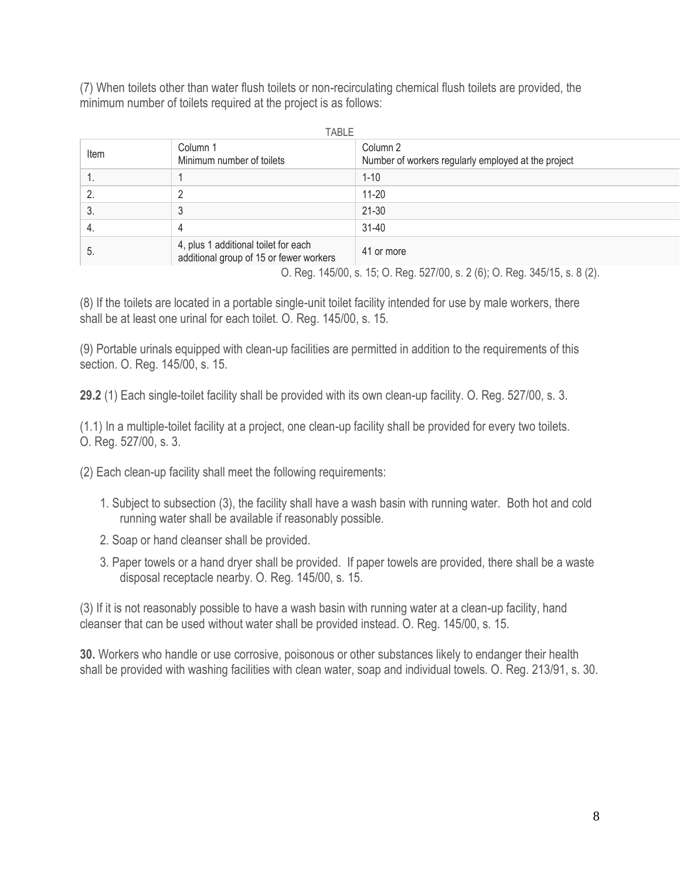(7) When toilets other than water flush toilets or non-recirculating chemical flush toilets are provided, the minimum number of toilets required at the project is as follows:

TABLE

| Item | Column 1<br>Minimum number of toilets | Column 2<br>Number of workers regularly employed at the project |
|---|---|---|
| 1. | 1 | 1-10 |
| 2. | 2 | 11-20 |
| 3. | 3 | 21-30 |
| 4. | 4 | 31-40 |
| 5. | 4, plus 1 additional toilet for each additional group of 15 or fewer workers | 41 or more |

O. Reg. 145/00, s. 15; O. Reg. 527/00, s. 2 (6); O. Reg. 345/15, s. 8 (2).

(8) If the toilets are located in a portable single-unit toilet facility intended for use by male workers, there shall be at least one urinal for each toilet. O. Reg. 145/00, s. 15.

(9) Portable urinals equipped with clean-up facilities are permitted in addition to the requirements of this section. O. Reg. 145/00, s. 15.

**29.2** (1) Each single-toilet facility shall be provided with its own clean-up facility. O. Reg. 527/00, s. 3.

(1.1) In a multiple-toilet facility at a project, one clean-up facility shall be provided for every two toilets. O. Reg. 527/00, s. 3.

(2) Each clean-up facility shall meet the following requirements:

1. Subject to subsection (3), the facility shall have a wash basin with running water. Both hot and cold running water shall be available if reasonably possible.
2. Soap or hand cleanser shall be provided.
3. Paper towels or a hand dryer shall be provided. If paper towels are provided, there shall be a waste disposal receptacle nearby. O. Reg. 145/00, s. 15.

(3) If it is not reasonably possible to have a wash basin with running water at a clean-up facility, hand cleanser that can be used without water shall be provided instead. O. Reg. 145/00, s. 15.

**30.** Workers who handle or use corrosive, poisonous or other substances likely to endanger their health shall be provided with washing facilities with clean water, soap and individual towels. O. Reg. 213/91, s. 30.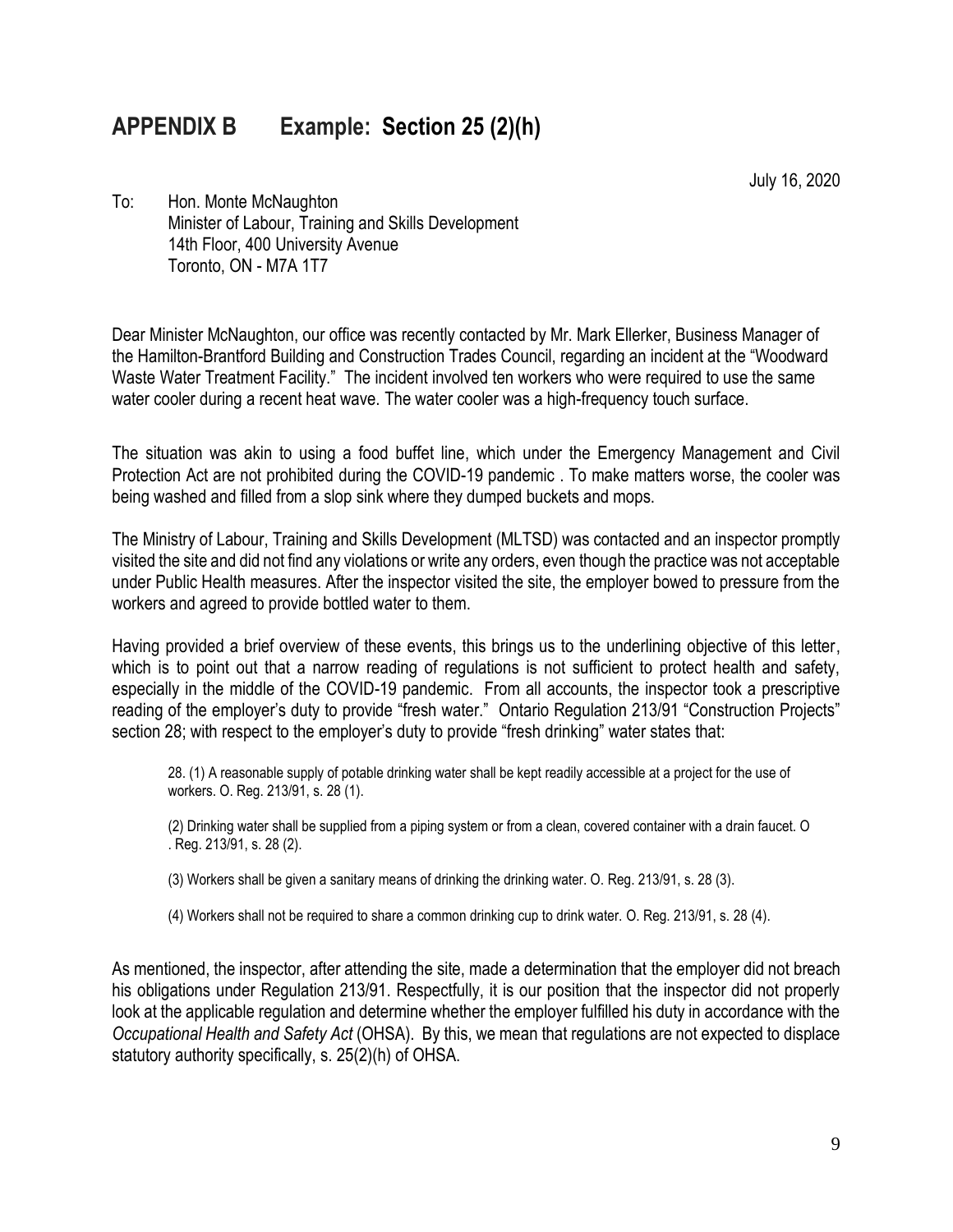## APPENDIX B Example: Section 25 (2)(h)

July 16, 2020

To: Hon. Monte McNaughton
Minister of Labour, Training and Skills Development
14th Floor, 400 University Avenue
Toronto, ON - M7A 1T7

Dear Minister McNaughton, our office was recently contacted by Mr. Mark Ellerker, Business Manager of the Hamilton-Brantford Building and Construction Trades Council, regarding an incident at the "Woodward Waste Water Treatment Facility." The incident involved ten workers who were required to use the same water cooler during a recent heat wave. The water cooler was a high-frequency touch surface.

The situation was akin to using a food buffet line, which under the Emergency Management and Civil Protection Act are not prohibited during the COVID-19 pandemic . To make matters worse, the cooler was being washed and filled from a slop sink where they dumped buckets and mops.

The Ministry of Labour, Training and Skills Development (MLTSD) was contacted and an inspector promptly visited the site and did not find any violations or write any orders, even though the practice was not acceptable under Public Health measures. After the inspector visited the site, the employer bowed to pressure from the workers and agreed to provide bottled water to them.

Having provided a brief overview of these events, this brings us to the underlining objective of this letter, which is to point out that a narrow reading of regulations is not sufficient to protect health and safety, especially in the middle of the COVID-19 pandemic. From all accounts, the inspector took a prescriptive reading of the employer's duty to provide "fresh water." Ontario Regulation 213/91 "Construction Projects" section 28; with respect to the employer's duty to provide "fresh drinking" water states that:

> 28. (1) A reasonable supply of potable drinking water shall be kept readily accessible at a project for the use of workers. O. Reg. 213/91, s. 28 (1).
>
> (2) Drinking water shall be supplied from a piping system or from a clean, covered container with a drain faucet. O . Reg. 213/91, s. 28 (2).
>
> (3) Workers shall be given a sanitary means of drinking the drinking water. O. Reg. 213/91, s. 28 (3).
>
> (4) Workers shall not be required to share a common drinking cup to drink water. O. Reg. 213/91, s. 28 (4).

As mentioned, the inspector, after attending the site, made a determination that the employer did not breach his obligations under Regulation 213/91. Respectfully, it is our position that the inspector did not properly look at the applicable regulation and determine whether the employer fulfilled his duty in accordance with the *Occupational Health and Safety Act* (OHSA). By this, we mean that regulations are not expected to displace statutory authority specifically, s. 25(2)(h) of OHSA.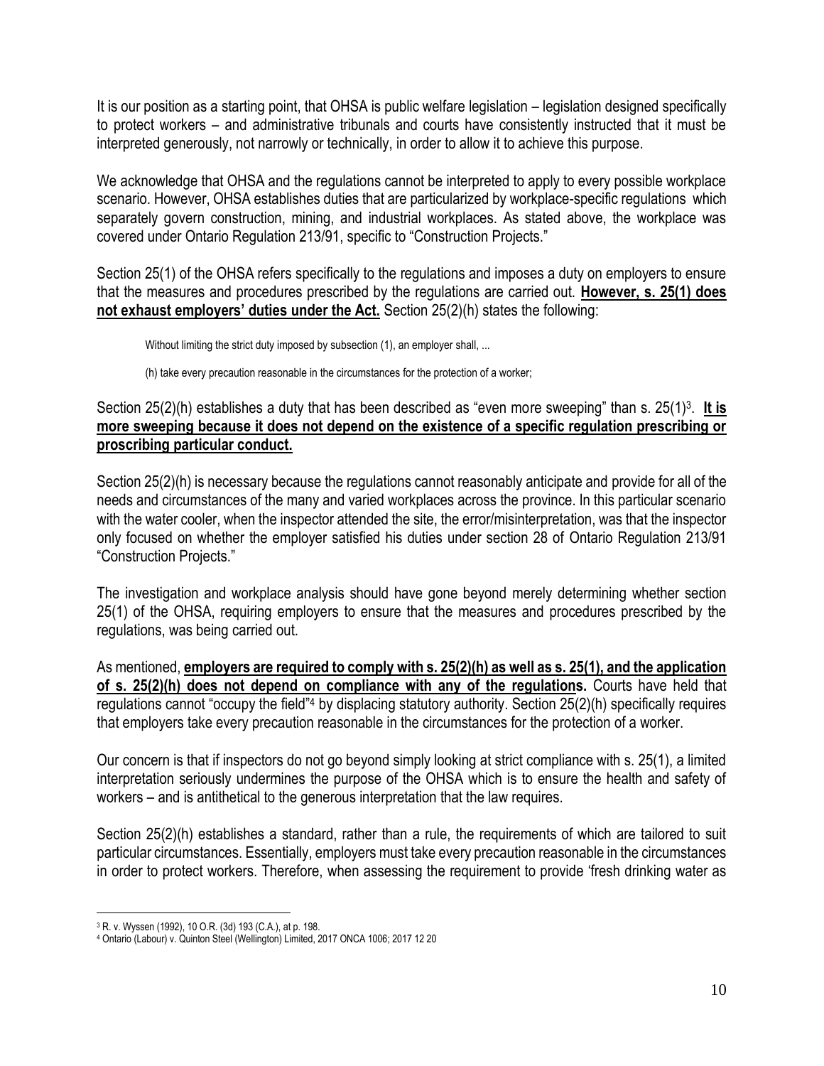It is our position as a starting point, that OHSA is public welfare legislation – legislation designed specifically to protect workers – and administrative tribunals and courts have consistently instructed that it must be interpreted generously, not narrowly or technically, in order to allow it to achieve this purpose.

We acknowledge that OHSA and the regulations cannot be interpreted to apply to every possible workplace scenario. However, OHSA establishes duties that are particularized by workplace-specific regulations which separately govern construction, mining, and industrial workplaces. As stated above, the workplace was covered under Ontario Regulation 213/91, specific to "Construction Projects."

Section 25(1) of the OHSA refers specifically to the regulations and imposes a duty on employers to ensure that the measures and procedures prescribed by the regulations are carried out. **However, s. 25(1) does not exhaust employers' duties under the Act.** Section 25(2)(h) states the following:

> Without limiting the strict duty imposed by subsection (1), an employer shall, ...
>
> (h) take every precaution reasonable in the circumstances for the protection of a worker;

Section 25(2)(h) establishes a duty that has been described as "even more sweeping" than s. 25(1)[3]. **It is more sweeping because it does not depend on the existence of a specific regulation prescribing or proscribing particular conduct.**

Section 25(2)(h) is necessary because the regulations cannot reasonably anticipate and provide for all of the needs and circumstances of the many and varied workplaces across the province. In this particular scenario with the water cooler, when the inspector attended the site, the error/misinterpretation, was that the inspector only focused on whether the employer satisfied his duties under section 28 of Ontario Regulation 213/91 "Construction Projects."

The investigation and workplace analysis should have gone beyond merely determining whether section 25(1) of the OHSA, requiring employers to ensure that the measures and procedures prescribed by the regulations, was being carried out.

As mentioned, **employers are required to comply with s. 25(2)(h) as well as s. 25(1), and the application of s. 25(2)(h) does not depend on compliance with any of the regulations.** Courts have held that regulations cannot "occupy the field"[4] by displacing statutory authority. Section 25(2)(h) specifically requires that employers take every precaution reasonable in the circumstances for the protection of a worker.

Our concern is that if inspectors do not go beyond simply looking at strict compliance with s. 25(1), a limited interpretation seriously undermines the purpose of the OHSA which is to ensure the health and safety of workers – and is antithetical to the generous interpretation that the law requires.

Section 25(2)(h) establishes a standard, rather than a rule, the requirements of which are tailored to suit particular circumstances. Essentially, employers must take every precaution reasonable in the circumstances in order to protect workers. Therefore, when assessing the requirement to provide 'fresh drinking water as

---

[3] R. v. Wyssen (1992), 10 O.R. (3d) 193 (C.A.), at p. 198.

[4] Ontario (Labour) v. Quinton Steel (Wellington) Limited, 2017 ONCA 1006; 2017 12 20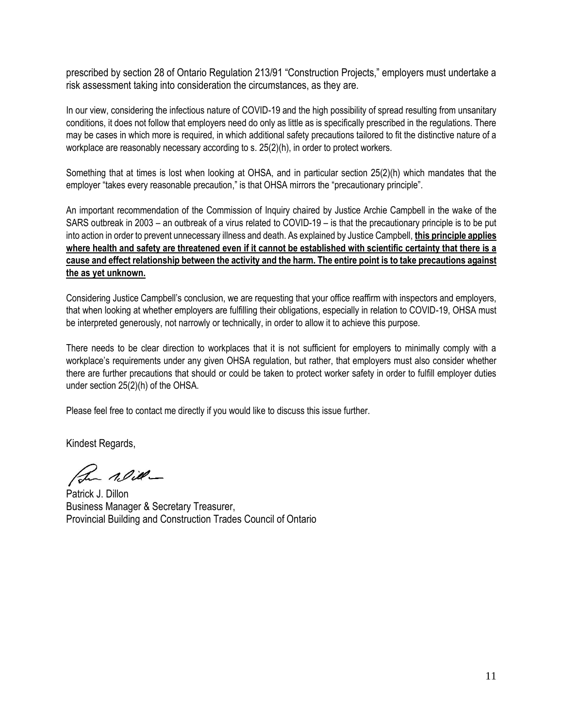prescribed by section 28 of Ontario Regulation 213/91 "Construction Projects," employers must undertake a risk assessment taking into consideration the circumstances, as they are.

In our view, considering the infectious nature of COVID-19 and the high possibility of spread resulting from unsanitary conditions, it does not follow that employers need do only as little as is specifically prescribed in the regulations. There may be cases in which more is required, in which additional safety precautions tailored to fit the distinctive nature of a workplace are reasonably necessary according to s. 25(2)(h), in order to protect workers.

Something that at times is lost when looking at OHSA, and in particular section 25(2)(h) which mandates that the employer "takes every reasonable precaution," is that OHSA mirrors the "precautionary principle".

An important recommendation of the Commission of Inquiry chaired by Justice Archie Campbell in the wake of the SARS outbreak in 2003 – an outbreak of a virus related to COVID-19 – is that the precautionary principle is to be put into action in order to prevent unnecessary illness and death. As explained by Justice Campbell, **this principle applies where health and safety are threatened even if it cannot be established with scientific certainty that there is a cause and effect relationship between the activity and the harm. The entire point is to take precautions against the as yet unknown.**

Considering Justice Campbell's conclusion, we are requesting that your office reaffirm with inspectors and employers, that when looking at whether employers are fulfilling their obligations, especially in relation to COVID-19, OHSA must be interpreted generously, not narrowly or technically, in order to allow it to achieve this purpose.

There needs to be clear direction to workplaces that it is not sufficient for employers to minimally comply with a workplace's requirements under any given OHSA regulation, but rather, that employers must also consider whether there are further precautions that should or could be taken to protect worker safety in order to fulfill employer duties under section 25(2)(h) of the OHSA.

Please feel free to contact me directly if you would like to discuss this issue further.

Kindest Regards,

Patrick J. Dillon
Business Manager & Secretary Treasurer,
Provincial Building and Construction Trades Council of Ontario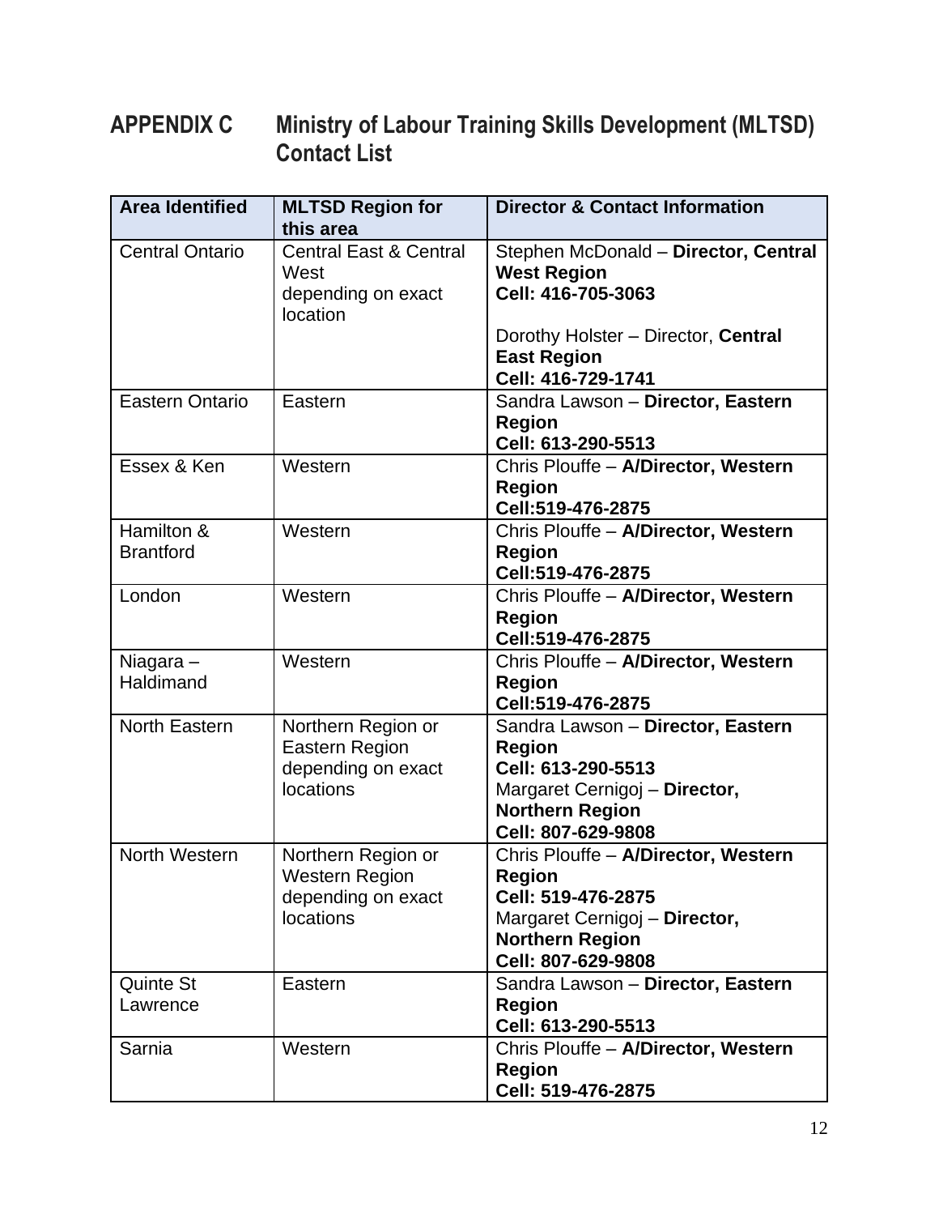## APPENDIX C Ministry of Labour Training Skills Development (MLTSD) Contact List

| Area Identified | MLTSD Region for this area | Director & Contact Information |
|---|---|---|
| Central Ontario | Central East & Central West depending on exact location | Stephen McDonald – **Director, Central West Region** **Cell: 416-705-3063** <br><br> Dorothy Holster – Director, **Central East Region** **Cell: 416-729-1741** |
| Eastern Ontario | Eastern | Sandra Lawson – **Director, Eastern Region** **Cell: 613-290-5513** |
| Essex & Ken | Western | Chris Plouffe – **A/Director, Western Region** **Cell:519-476-2875** |
| Hamilton & Brantford | Western | Chris Plouffe – **A/Director, Western Region** **Cell:519-476-2875** |
| London | Western | Chris Plouffe – **A/Director, Western Region** **Cell:519-476-2875** |
| Niagara – Haldimand | Western | Chris Plouffe – **A/Director, Western Region** **Cell:519-476-2875** |
| North Eastern | Northern Region or Eastern Region depending on exact locations | Sandra Lawson – **Director, Eastern Region** **Cell: 613-290-5513** <br> Margaret Cernigoj – **Director, Northern Region** **Cell: 807-629-9808** |
| North Western | Northern Region or Western Region depending on exact locations | Chris Plouffe – **A/Director, Western Region** **Cell: 519-476-2875** <br> Margaret Cernigoj – **Director, Northern Region** **Cell: 807-629-9808** |
| Quinte St Lawrence | Eastern | Sandra Lawson – **Director, Eastern Region** **Cell: 613-290-5513** |
| Sarnia | Western | Chris Plouffe – **A/Director, Western Region** **Cell: 519-476-2875** |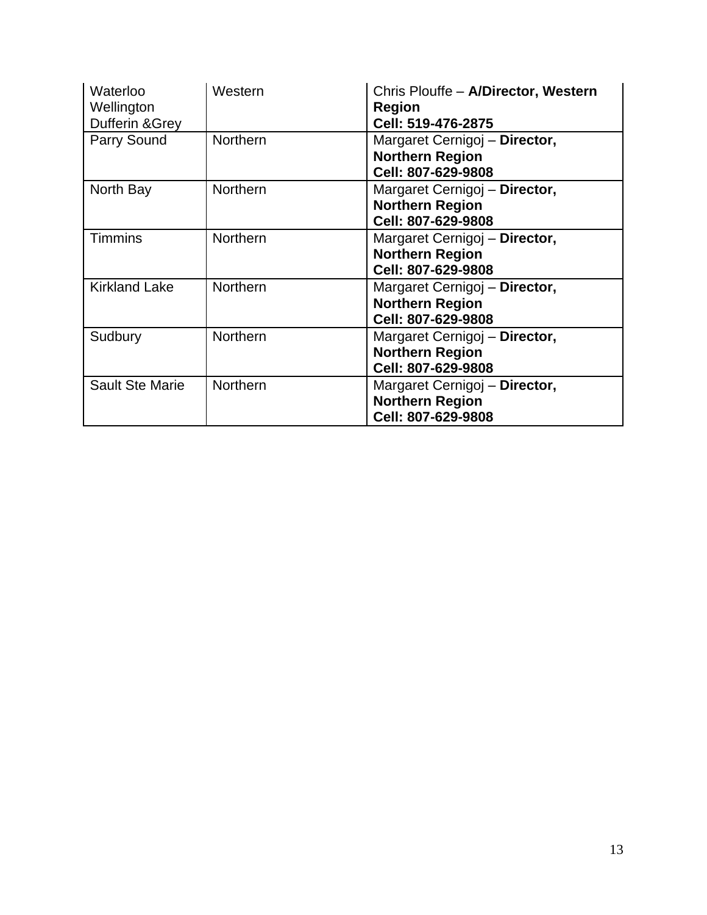| | | |
|---|---|---|
| Waterloo Wellington Dufferin &Grey | Western | Chris Plouffe – **A/Director, Western Region Cell: 519-476-2875** |
| Parry Sound | Northern | Margaret Cernigoj – **Director, Northern Region Cell: 807-629-9808** |
| North Bay | Northern | Margaret Cernigoj – **Director, Northern Region Cell: 807-629-9808** |
| Timmins | Northern | Margaret Cernigoj – **Director, Northern Region Cell: 807-629-9808** |
| Kirkland Lake | Northern | Margaret Cernigoj – **Director, Northern Region Cell: 807-629-9808** |
| Sudbury | Northern | Margaret Cernigoj – **Director, Northern Region Cell: 807-629-9808** |
| Sault Ste Marie | Northern | Margaret Cernigoj – **Director, Northern Region Cell: 807-629-9808** |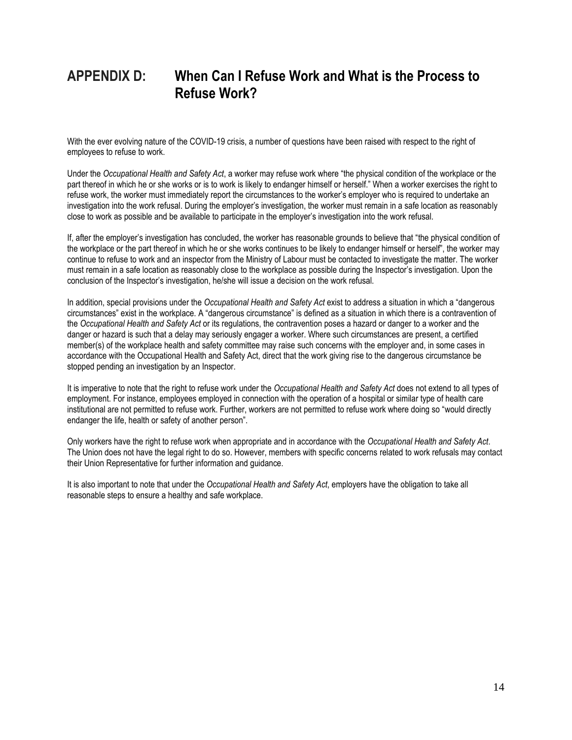# APPENDIX D: When Can I Refuse Work and What is the Process to Refuse Work?

With the ever evolving nature of the COVID-19 crisis, a number of questions have been raised with respect to the right of employees to refuse to work.

Under the *Occupational Health and Safety Act*, a worker may refuse work where "the physical condition of the workplace or the part thereof in which he or she works or is to work is likely to endanger himself or herself." When a worker exercises the right to refuse work, the worker must immediately report the circumstances to the worker's employer who is required to undertake an investigation into the work refusal. During the employer's investigation, the worker must remain in a safe location as reasonably close to work as possible and be available to participate in the employer's investigation into the work refusal.

If, after the employer's investigation has concluded, the worker has reasonable grounds to believe that "the physical condition of the workplace or the part thereof in which he or she works continues to be likely to endanger himself or herself", the worker may continue to refuse to work and an inspector from the Ministry of Labour must be contacted to investigate the matter. The worker must remain in a safe location as reasonably close to the workplace as possible during the Inspector's investigation. Upon the conclusion of the Inspector's investigation, he/she will issue a decision on the work refusal.

In addition, special provisions under the *Occupational Health and Safety Act* exist to address a situation in which a "dangerous circumstances" exist in the workplace. A "dangerous circumstance" is defined as a situation in which there is a contravention of the *Occupational Health and Safety Act* or its regulations, the contravention poses a hazard or danger to a worker and the danger or hazard is such that a delay may seriously engager a worker. Where such circumstances are present, a certified member(s) of the workplace health and safety committee may raise such concerns with the employer and, in some cases in accordance with the Occupational Health and Safety Act, direct that the work giving rise to the dangerous circumstance be stopped pending an investigation by an Inspector.

It is imperative to note that the right to refuse work under the *Occupational Health and Safety Act* does not extend to all types of employment. For instance, employees employed in connection with the operation of a hospital or similar type of health care institutional are not permitted to refuse work. Further, workers are not permitted to refuse work where doing so "would directly endanger the life, health or safety of another person".

Only workers have the right to refuse work when appropriate and in accordance with the *Occupational Health and Safety Act*. The Union does not have the legal right to do so. However, members with specific concerns related to work refusals may contact their Union Representative for further information and guidance.

It is also important to note that under the *Occupational Health and Safety Act*, employers have the obligation to take all reasonable steps to ensure a healthy and safe workplace.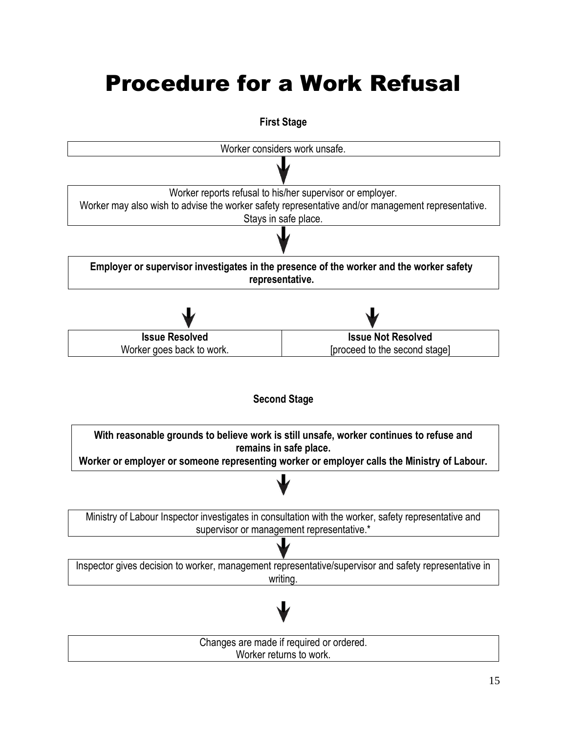# Procedure for a Work Refusal

**First Stage**

Worker considers work unsafe.

↓

Worker reports refusal to his/her supervisor or employer.
Worker may also wish to advise the worker safety representative and/or management representative.
Stays in safe place.

↓

**Employer or supervisor investigates in the presence of the worker and the worker safety representative.**

↓ ↓

| **Issue Resolved** | **Issue Not Resolved** |
| --- | --- |
| Worker goes back to work. | [proceed to the second stage] |

**Second Stage**

**With reasonable grounds to believe work is still unsafe, worker continues to refuse and remains in safe place.**
**Worker or employer or someone representing worker or employer calls the Ministry of Labour.**

↓

Ministry of Labour Inspector investigates in consultation with the worker, safety representative and supervisor or management representative.*

↓

Inspector gives decision to worker, management representative/supervisor and safety representative in writing.

↓

Changes are made if required or ordered.
Worker returns to work.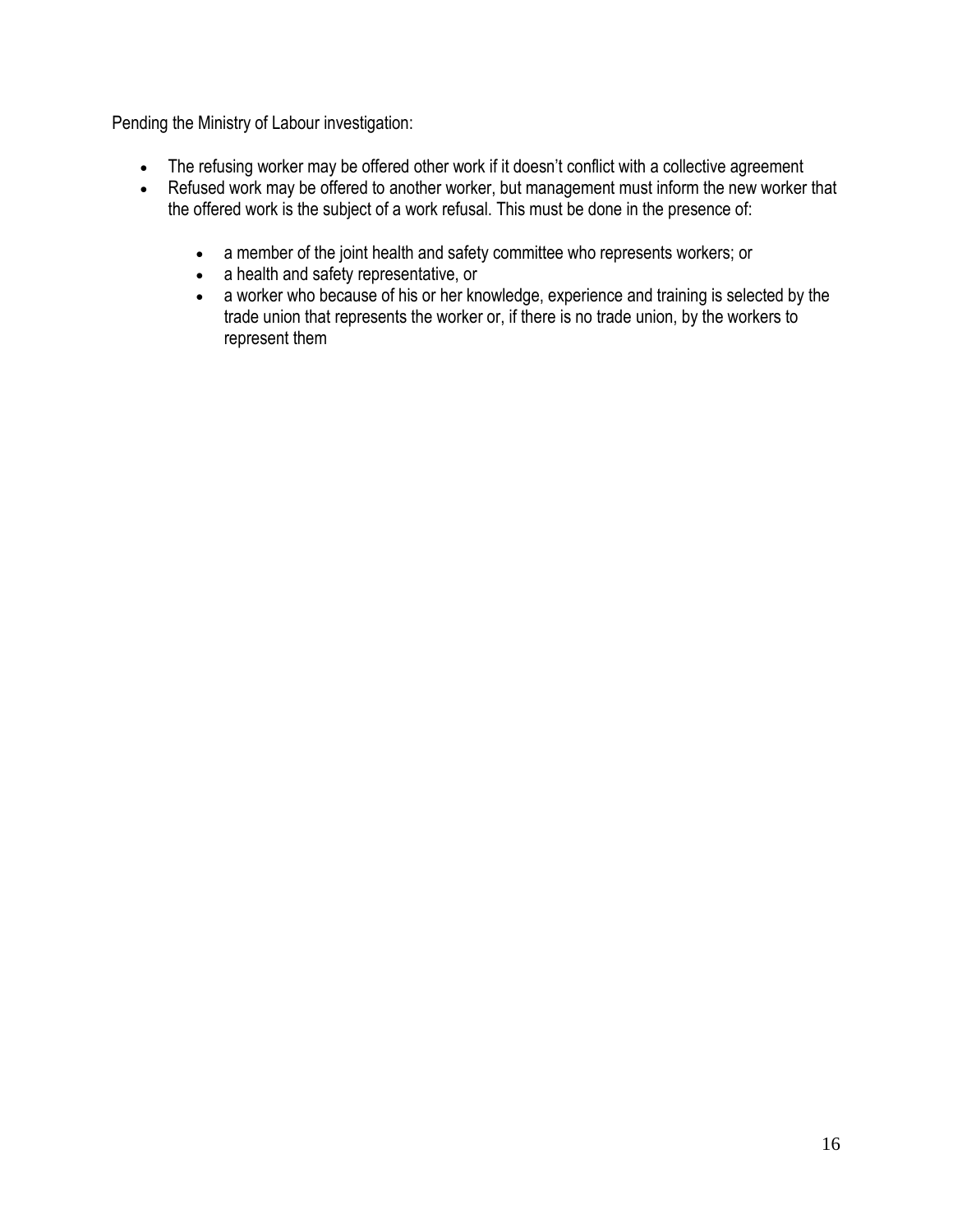Pending the Ministry of Labour investigation:

- The refusing worker may be offered other work if it doesn't conflict with a collective agreement
- Refused work may be offered to another worker, but management must inform the new worker that the offered work is the subject of a work refusal. This must be done in the presence of:
  - a member of the joint health and safety committee who represents workers; or
  - a health and safety representative, or
  - a worker who because of his or her knowledge, experience and training is selected by the trade union that represents the worker or, if there is no trade union, by the workers to represent them